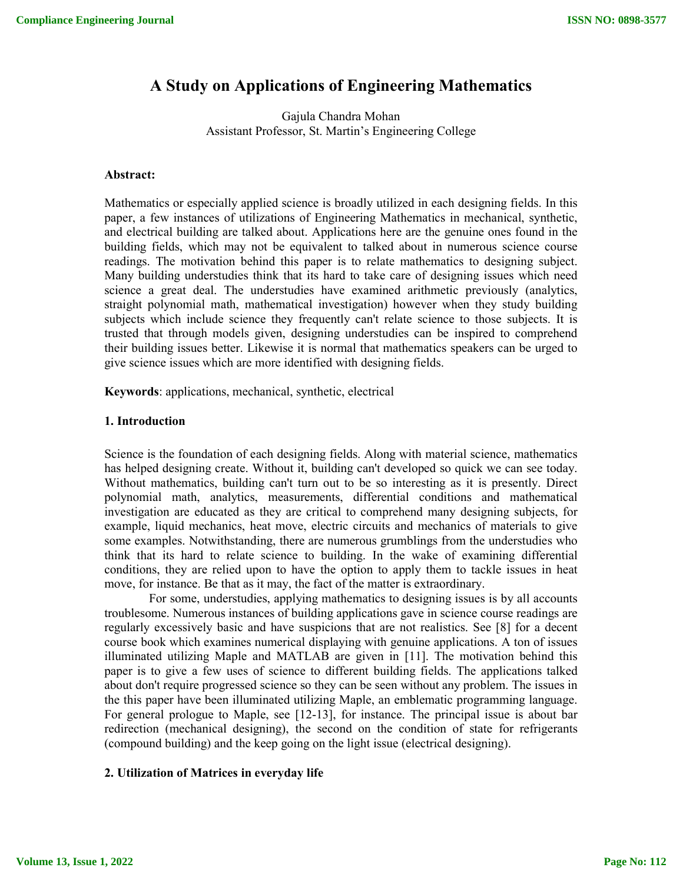# A Study on Applications of Engineering Mathematics

Gajula Chandra Mohan
Assistant Professor, St. Martin's Engineering College

**Abstract:**

Mathematics or especially applied science is broadly utilized in each designing fields. In this paper, a few instances of utilizations of Engineering Mathematics in mechanical, synthetic, and electrical building are talked about. Applications here are the genuine ones found in the building fields, which may not be equivalent to talked about in numerous science course readings. The motivation behind this paper is to relate mathematics to designing subject. Many building understudies think that its hard to take care of designing issues which need science a great deal. The understudies have examined arithmetic previously (analytics, straight polynomial math, mathematical investigation) however when they study building subjects which include science they frequently can't relate science to those subjects. It is trusted that through models given, designing understudies can be inspired to comprehend their building issues better. Likewise it is normal that mathematics speakers can be urged to give science issues which are more identified with designing fields.

**Keywords**: applications, mechanical, synthetic, electrical

## 1. Introduction

Science is the foundation of each designing fields. Along with material science, mathematics has helped designing create. Without it, building can't developed so quick we can see today. Without mathematics, building can't turn out to be so interesting as it is presently. Direct polynomial math, analytics, measurements, differential conditions and mathematical investigation are educated as they are critical to comprehend many designing subjects, for example, liquid mechanics, heat move, electric circuits and mechanics of materials to give some examples. Notwithstanding, there are numerous grumblings from the understudies who think that its hard to relate science to building. In the wake of examining differential conditions, they are relied upon to have the option to apply them to tackle issues in heat move, for instance. Be that as it may, the fact of the matter is extraordinary.

For some, understudies, applying mathematics to designing issues is by all accounts troublesome. Numerous instances of building applications gave in science course readings are regularly excessively basic and have suspicions that are not realistics. See [8] for a decent course book which examines numerical displaying with genuine applications. A ton of issues illuminated utilizing Maple and MATLAB are given in [11]. The motivation behind this paper is to give a few uses of science to different building fields. The applications talked about don't require progressed science so they can be seen without any problem. The issues in the this paper have been illuminated utilizing Maple, an emblematic programming language. For general prologue to Maple, see [12-13], for instance. The principal issue is about bar redirection (mechanical designing), the second on the condition of state for refrigerants (compound building) and the keep going on the light issue (electrical designing).

## 2. Utilization of Matrices in everyday life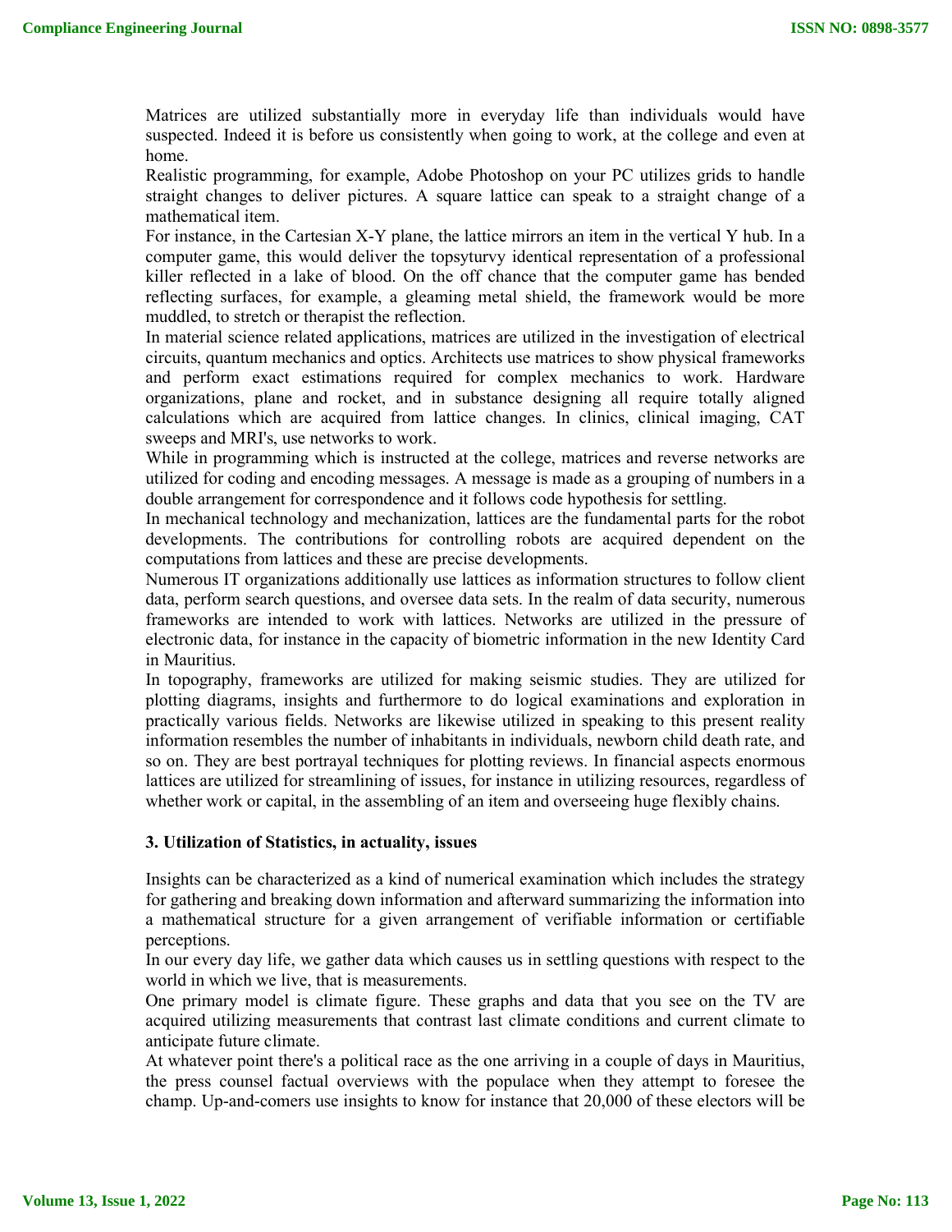Matrices are utilized substantially more in everyday life than individuals would have suspected. Indeed it is before us consistently when going to work, at the college and even at home.

Realistic programming, for example, Adobe Photoshop on your PC utilizes grids to handle straight changes to deliver pictures. A square lattice can speak to a straight change of a mathematical item.

For instance, in the Cartesian X-Y plane, the lattice mirrors an item in the vertical Y hub. In a computer game, this would deliver the topsyturvy identical representation of a professional killer reflected in a lake of blood. On the off chance that the computer game has bended reflecting surfaces, for example, a gleaming metal shield, the framework would be more muddled, to stretch or therapist the reflection.

In material science related applications, matrices are utilized in the investigation of electrical circuits, quantum mechanics and optics. Architects use matrices to show physical frameworks and perform exact estimations required for complex mechanics to work. Hardware organizations, plane and rocket, and in substance designing all require totally aligned calculations which are acquired from lattice changes. In clinics, clinical imaging, CAT sweeps and MRI's, use networks to work.

While in programming which is instructed at the college, matrices and reverse networks are utilized for coding and encoding messages. A message is made as a grouping of numbers in a double arrangement for correspondence and it follows code hypothesis for settling.

In mechanical technology and mechanization, lattices are the fundamental parts for the robot developments. The contributions for controlling robots are acquired dependent on the computations from lattices and these are precise developments.

Numerous IT organizations additionally use lattices as information structures to follow client data, perform search questions, and oversee data sets. In the realm of data security, numerous frameworks are intended to work with lattices. Networks are utilized in the pressure of electronic data, for instance in the capacity of biometric information in the new Identity Card in Mauritius.

In topography, frameworks are utilized for making seismic studies. They are utilized for plotting diagrams, insights and furthermore to do logical examinations and exploration in practically various fields. Networks are likewise utilized in speaking to this present reality information resembles the number of inhabitants in individuals, newborn child death rate, and so on. They are best portrayal techniques for plotting reviews. In financial aspects enormous lattices are utilized for streamlining of issues, for instance in utilizing resources, regardless of whether work or capital, in the assembling of an item and overseeing huge flexibly chains.

### 3. Utilization of Statistics, in actuality, issues

Insights can be characterized as a kind of numerical examination which includes the strategy for gathering and breaking down information and afterward summarizing the information into a mathematical structure for a given arrangement of verifiable information or certifiable perceptions.

In our every day life, we gather data which causes us in settling questions with respect to the world in which we live, that is measurements.

One primary model is climate figure. These graphs and data that you see on the TV are acquired utilizing measurements that contrast last climate conditions and current climate to anticipate future climate.

At whatever point there's a political race as the one arriving in a couple of days in Mauritius, the press counsel factual overviews with the populace when they attempt to foresee the champ. Up-and-comers use insights to know for instance that 20,000 of these electors will be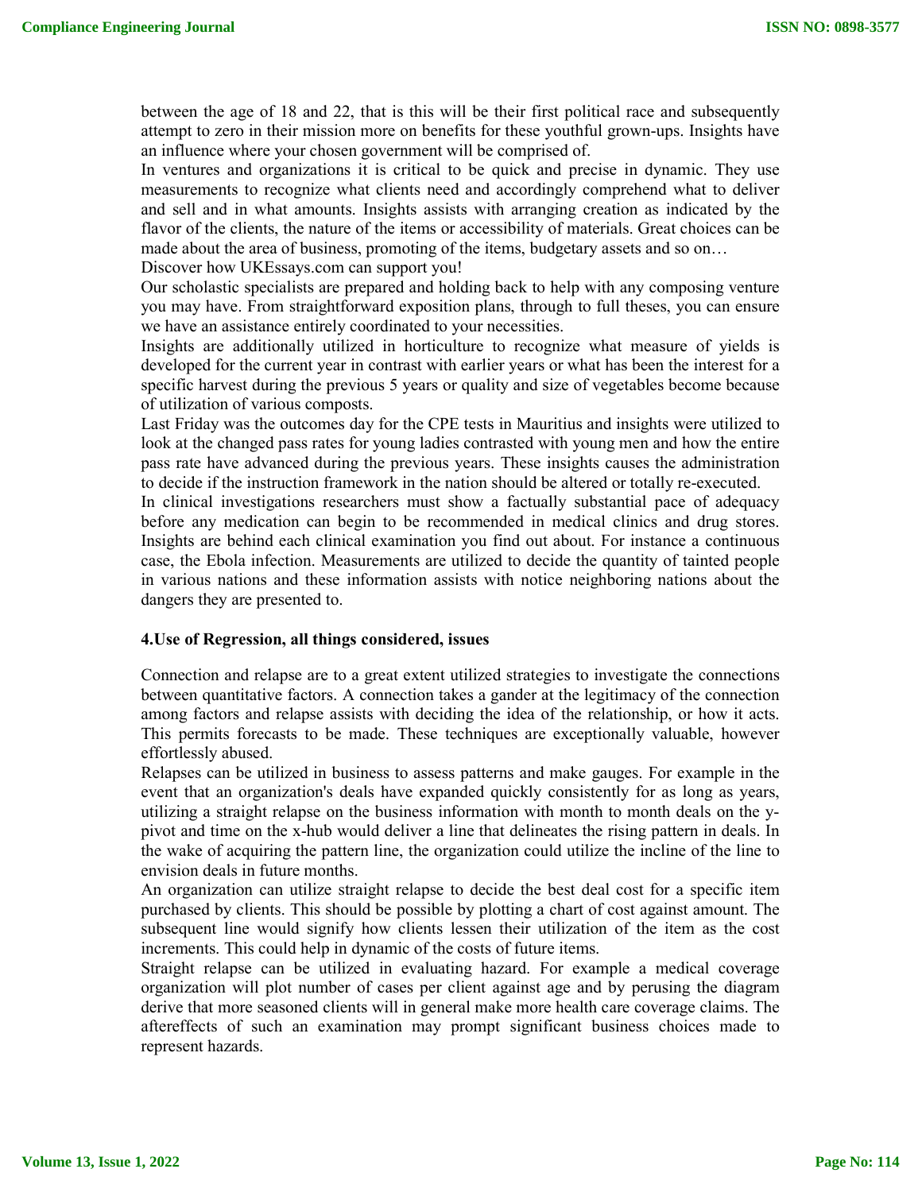between the age of 18 and 22, that is this will be their first political race and subsequently attempt to zero in their mission more on benefits for these youthful grown-ups. Insights have an influence where your chosen government will be comprised of.

In ventures and organizations it is critical to be quick and precise in dynamic. They use measurements to recognize what clients need and accordingly comprehend what to deliver and sell and in what amounts. Insights assists with arranging creation as indicated by the flavor of the clients, the nature of the items or accessibility of materials. Great choices can be made about the area of business, promoting of the items, budgetary assets and so on…

Discover how UKEssays.com can support you!

Our scholastic specialists are prepared and holding back to help with any composing venture you may have. From straightforward exposition plans, through to full theses, you can ensure we have an assistance entirely coordinated to your necessities.

Insights are additionally utilized in horticulture to recognize what measure of yields is developed for the current year in contrast with earlier years or what has been the interest for a specific harvest during the previous 5 years or quality and size of vegetables become because of utilization of various composts.

Last Friday was the outcomes day for the CPE tests in Mauritius and insights were utilized to look at the changed pass rates for young ladies contrasted with young men and how the entire pass rate have advanced during the previous years. These insights causes the administration to decide if the instruction framework in the nation should be altered or totally re-executed.

In clinical investigations researchers must show a factually substantial pace of adequacy before any medication can begin to be recommended in medical clinics and drug stores. Insights are behind each clinical examination you find out about. For instance a continuous case, the Ebola infection. Measurements are utilized to decide the quantity of tainted people in various nations and these information assists with notice neighboring nations about the dangers they are presented to.

### 4.Use of Regression, all things considered, issues

Connection and relapse are to a great extent utilized strategies to investigate the connections between quantitative factors. A connection takes a gander at the legitimacy of the connection among factors and relapse assists with deciding the idea of the relationship, or how it acts. This permits forecasts to be made. These techniques are exceptionally valuable, however effortlessly abused.

Relapses can be utilized in business to assess patterns and make gauges. For example in the event that an organization's deals have expanded quickly consistently for as long as years, utilizing a straight relapse on the business information with month to month deals on the y-pivot and time on the x-hub would deliver a line that delineates the rising pattern in deals. In the wake of acquiring the pattern line, the organization could utilize the incline of the line to envision deals in future months.

An organization can utilize straight relapse to decide the best deal cost for a specific item purchased by clients. This should be possible by plotting a chart of cost against amount. The subsequent line would signify how clients lessen their utilization of the item as the cost increments. This could help in dynamic of the costs of future items.

Straight relapse can be utilized in evaluating hazard. For example a medical coverage organization will plot number of cases per client against age and by perusing the diagram derive that more seasoned clients will in general make more health care coverage claims. The aftereffects of such an examination may prompt significant business choices made to represent hazards.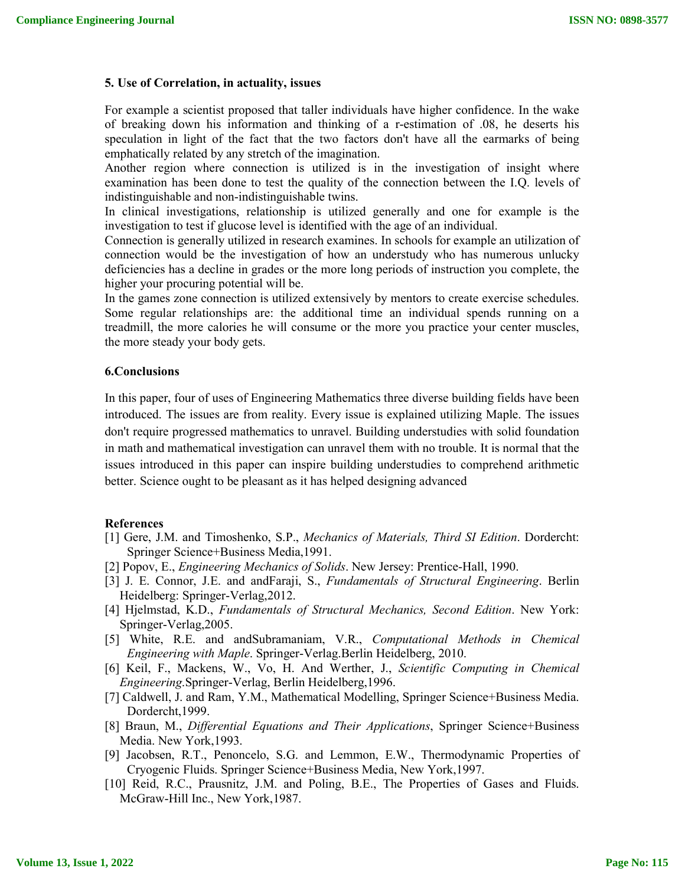### 5. Use of Correlation, in actuality, issues

For example a scientist proposed that taller individuals have higher confidence. In the wake of breaking down his information and thinking of a r-estimation of .08, he deserts his speculation in light of the fact that the two factors don't have all the earmarks of being emphatically related by any stretch of the imagination.

Another region where connection is utilized is in the investigation of insight where examination has been done to test the quality of the connection between the I.Q. levels of indistinguishable and non-indistinguishable twins.

In clinical investigations, relationship is utilized generally and one for example is the investigation to test if glucose level is identified with the age of an individual.

Connection is generally utilized in research examines. In schools for example an utilization of connection would be the investigation of how an understudy who has numerous unlucky deficiencies has a decline in grades or the more long periods of instruction you complete, the higher your procuring potential will be.

In the games zone connection is utilized extensively by mentors to create exercise schedules. Some regular relationships are: the additional time an individual spends running on a treadmill, the more calories he will consume or the more you practice your center muscles, the more steady your body gets.

### 6.Conclusions

In this paper, four of uses of Engineering Mathematics three diverse building fields have been introduced. The issues are from reality. Every issue is explained utilizing Maple. The issues don't require progressed mathematics to unravel. Building understudies with solid foundation in math and mathematical investigation can unravel them with no trouble. It is normal that the issues introduced in this paper can inspire building understudies to comprehend arithmetic better. Science ought to be pleasant as it has helped designing advanced

### References

[1] Gere, J.M. and Timoshenko, S.P., *Mechanics of Materials, Third SI Edition*. Dordercht: Springer Science+Business Media,1991.

[2] Popov, E., *Engineering Mechanics of Solids*. New Jersey: Prentice-Hall, 1990.

[3] J. E. Connor, J.E. and andFaraji, S., *Fundamentals of Structural Engineering*. Berlin Heidelberg: Springer-Verlag,2012.

[4] Hjelmstad, K.D., *Fundamentals of Structural Mechanics, Second Edition*. New York: Springer-Verlag,2005.

[5] White, R.E. and andSubramaniam, V.R., *Computational Methods in Chemical Engineering with Maple*. Springer-Verlag.Berlin Heidelberg, 2010.

[6] Keil, F., Mackens, W., Vo, H. And Werther, J., *Scientific Computing in Chemical Engineering*.Springer-Verlag, Berlin Heidelberg,1996.

[7] Caldwell, J. and Ram, Y.M., Mathematical Modelling, Springer Science+Business Media. Dordercht,1999.

[8] Braun, M., *Differential Equations and Their Applications*, Springer Science+Business Media. New York,1993.

[9] Jacobsen, R.T., Penoncelo, S.G. and Lemmon, E.W., Thermodynamic Properties of Cryogenic Fluids. Springer Science+Business Media, New York,1997.

[10] Reid, R.C., Prausnitz, J.M. and Poling, B.E., The Properties of Gases and Fluids. McGraw-Hill Inc., New York,1987.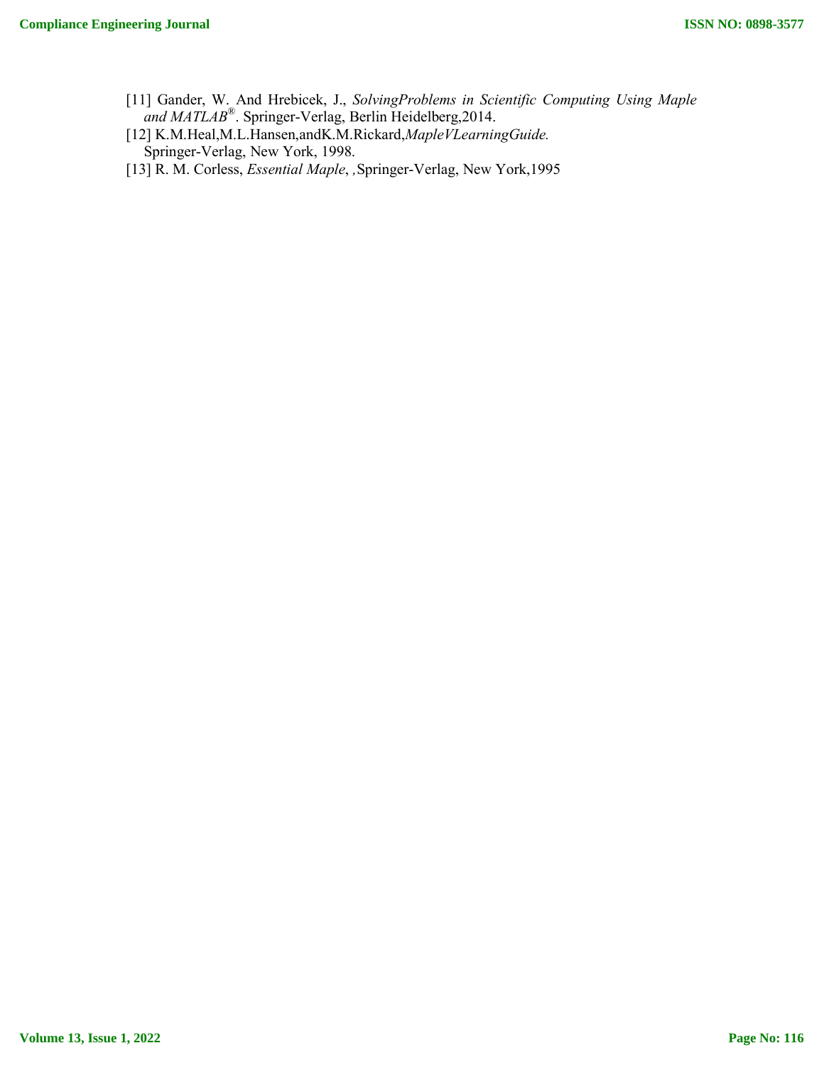[11] Gander, W. And Hrebicek, J., *SolvingProblems in Scientific Computing Using Maple and MATLAB®*. Springer-Verlag, Berlin Heidelberg,2014.

[12] K.M.Heal,M.L.Hansen,andK.M.Rickard,*MapleVLearningGuide.* Springer-Verlag, New York, 1998.

[13] R. M. Corless, *Essential Maple*, *,*Springer-Verlag, New York,1995